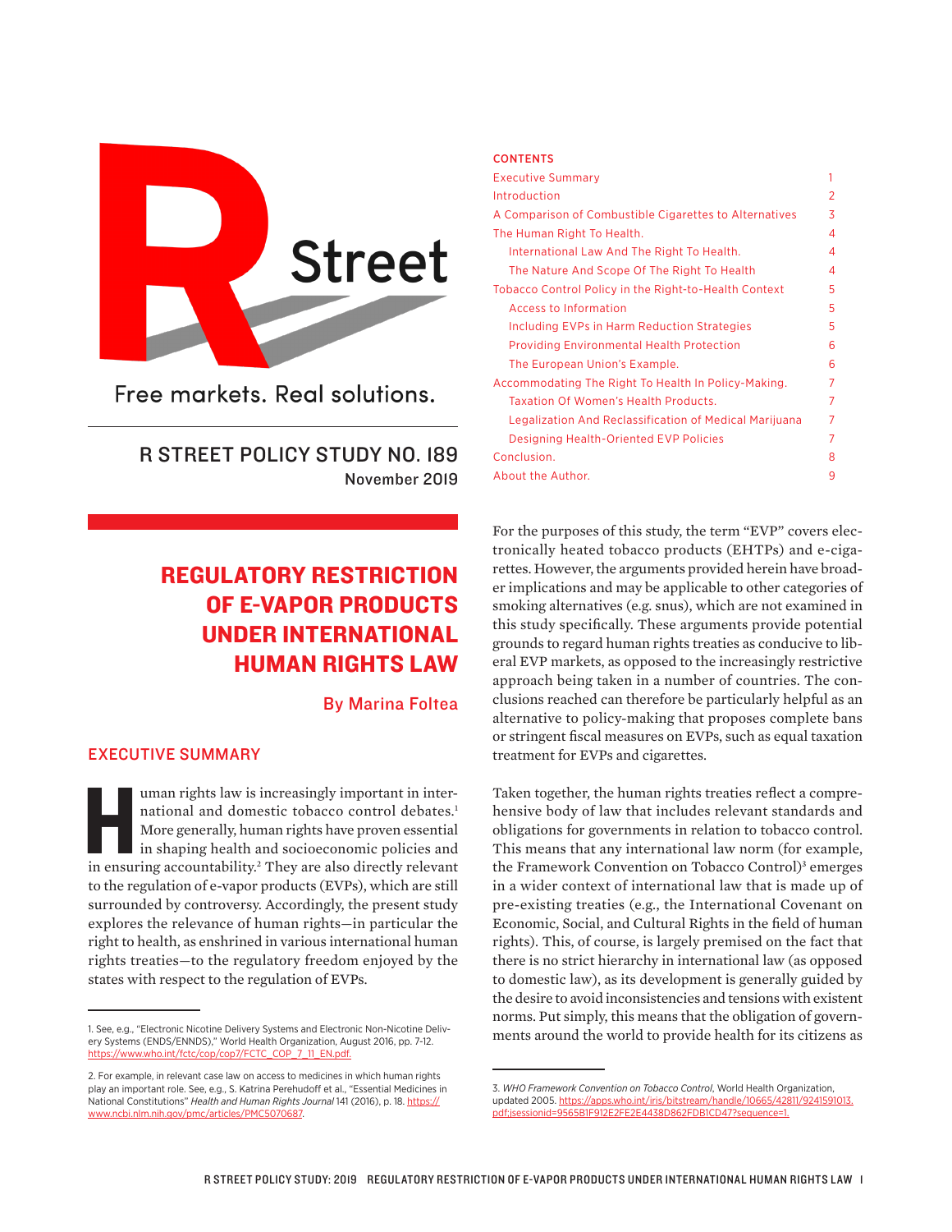R Street

Free markets. Real solutions.

R STREET POLICY STUDY NO. 189
November 2019

# REGULATORY RESTRICTION OF E-VAPOR PRODUCTS UNDER INTERNATIONAL HUMAN RIGHTS LAW

By Marina Foltea

## CONTENTS

| | |
|---|---|
| Executive Summary | 1 |
| Introduction | 2 |
| A Comparison of Combustible Cigarettes to Alternatives | 3 |
| The Human Right To Health. | 4 |
| International Law And The Right To Health. | 4 |
| The Nature And Scope Of The Right To Health | 4 |
| Tobacco Control Policy in the Right-to-Health Context | 5 |
| Access to Information | 5 |
| Including EVPs in Harm Reduction Strategies | 5 |
| Providing Environmental Health Protection | 6 |
| The European Union's Example. | 6 |
| Accommodating The Right To Health In Policy-Making. | 7 |
| Taxation Of Women's Health Products. | 7 |
| Legalization And Reclassification of Medical Marijuana | 7 |
| Designing Health-Oriented EVP Policies | 7 |
| Conclusion. | 8 |
| About the Author. | 9 |

## EXECUTIVE SUMMARY

Human rights law is increasingly important in international and domestic tobacco control debates.[1] More generally, human rights have proven essential in shaping health and socioeconomic policies and in ensuring accountability.[2] They are also directly relevant to the regulation of e-vapor products (EVPs), which are still surrounded by controversy. Accordingly, the present study explores the relevance of human rights—in particular the right to health, as enshrined in various international human rights treaties—to the regulatory freedom enjoyed by the states with respect to the regulation of EVPs.

For the purposes of this study, the term "EVP" covers electronically heated tobacco products (EHTPs) and e-cigarettes. However, the arguments provided herein have broader implications and may be applicable to other categories of smoking alternatives (e.g. snus), which are not examined in this study specifically. These arguments provide potential grounds to regard human rights treaties as conducive to liberal EVP markets, as opposed to the increasingly restrictive approach being taken in a number of countries. The conclusions reached can therefore be particularly helpful as an alternative to policy-making that proposes complete bans or stringent fiscal measures on EVPs, such as equal taxation treatment for EVPs and cigarettes.

Taken together, the human rights treaties reflect a comprehensive body of law that includes relevant standards and obligations for governments in relation to tobacco control. This means that any international law norm (for example, the Framework Convention on Tobacco Control)[3] emerges in a wider context of international law that is made up of pre-existing treaties (e.g., the International Covenant on Economic, Social, and Cultural Rights in the field of human rights). This, of course, is largely premised on the fact that there is no strict hierarchy in international law (as opposed to domestic law), as its development is generally guided by the desire to avoid inconsistencies and tensions with existent norms. Put simply, this means that the obligation of governments around the world to provide health for its citizens as

---

1. See, e.g., "Electronic Nicotine Delivery Systems and Electronic Non-Nicotine Delivery Systems (ENDS/ENNDS)," World Health Organization, August 2016, pp. 7-12. https://www.who.int/fctc/cop/cop7/FCTC_COP_7_11_EN.pdf.

2. For example, in relevant case law on access to medicines in which human rights play an important role. See, e.g., S. Katrina Perehudoff et al., "Essential Medicines in National Constitutions" *Health and Human Rights Journal* 141 (2016), p. 18. https://www.ncbi.nlm.nih.gov/pmc/articles/PMC5070687.

3. *WHO Framework Convention on Tobacco Control*, World Health Organization, updated 2005. https://apps.who.int/iris/bitstream/handle/10665/42811/9241591013.pdf;jsessionid=9565B1F912E2FE2E4438D862FDB1CD47?sequence=1.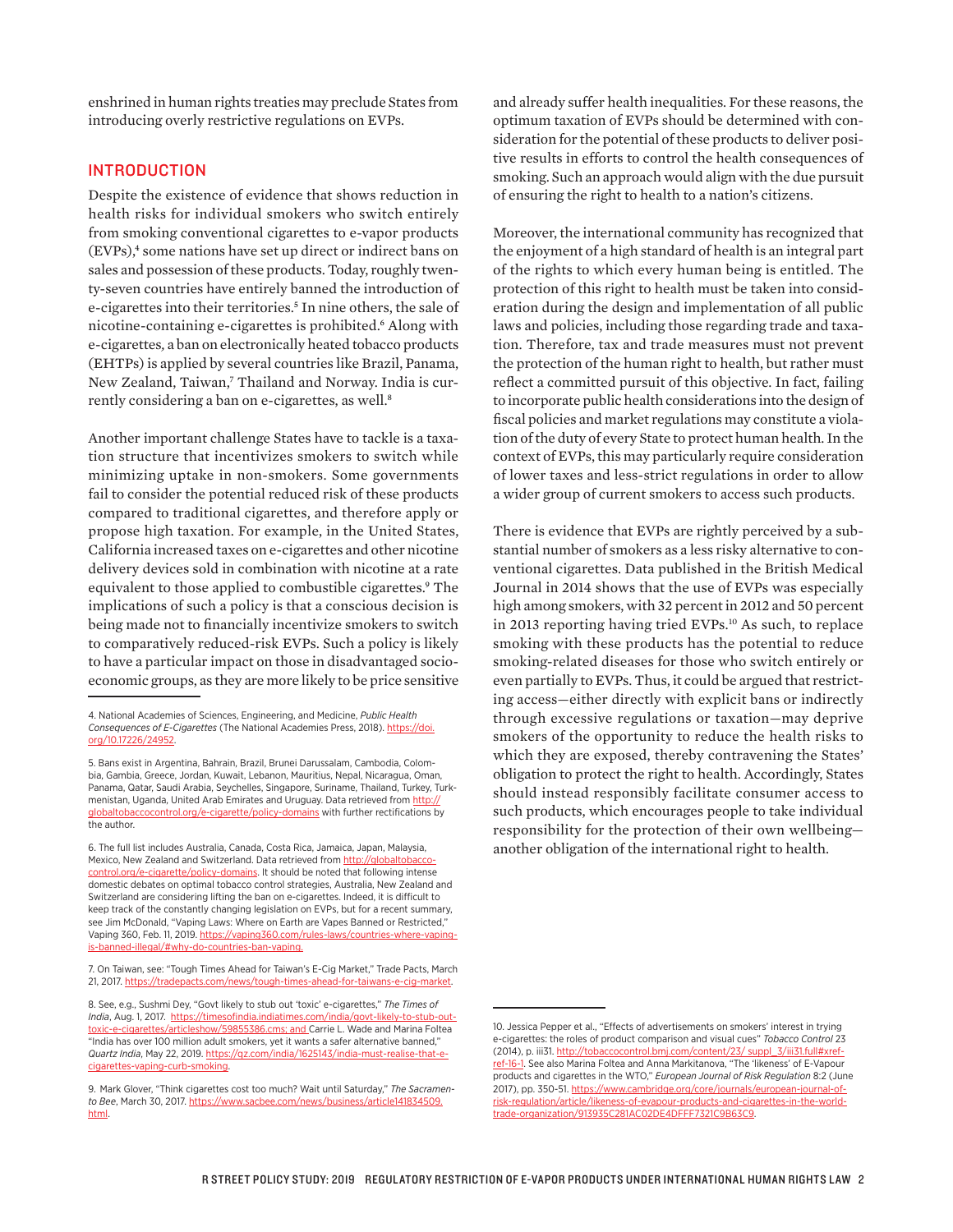enshrined in human rights treaties may preclude States from introducing overly restrictive regulations on EVPs.

## INTRODUCTION

Despite the existence of evidence that shows reduction in health risks for individual smokers who switch entirely from smoking conventional cigarettes to e-vapor products (EVPs),[4] some nations have set up direct or indirect bans on sales and possession of these products. Today, roughly twenty-seven countries have entirely banned the introduction of e-cigarettes into their territories.[5] In nine others, the sale of nicotine-containing e-cigarettes is prohibited.[6] Along with e-cigarettes, a ban on electronically heated tobacco products (EHTPs) is applied by several countries like Brazil, Panama, New Zealand, Taiwan,[7] Thailand and Norway. India is currently considering a ban on e-cigarettes, as well.[8]

Another important challenge States have to tackle is a taxation structure that incentivizes smokers to switch while minimizing uptake in non-smokers. Some governments fail to consider the potential reduced risk of these products compared to traditional cigarettes, and therefore apply or propose high taxation. For example, in the United States, California increased taxes on e-cigarettes and other nicotine delivery devices sold in combination with nicotine at a rate equivalent to those applied to combustible cigarettes.[9] The implications of such a policy is that a conscious decision is being made not to financially incentivize smokers to switch to comparatively reduced-risk EVPs. Such a policy is likely to have a particular impact on those in disadvantaged socioeconomic groups, as they are more likely to be price sensitive and already suffer health inequalities. For these reasons, the optimum taxation of EVPs should be determined with consideration for the potential of these products to deliver positive results in efforts to control the health consequences of smoking. Such an approach would align with the due pursuit of ensuring the right to health to a nation's citizens.

Moreover, the international community has recognized that the enjoyment of a high standard of health is an integral part of the rights to which every human being is entitled. The protection of this right to health must be taken into consideration during the design and implementation of all public laws and policies, including those regarding trade and taxation. Therefore, tax and trade measures must not prevent the protection of the human right to health, but rather must reflect a committed pursuit of this objective. In fact, failing to incorporate public health considerations into the design of fiscal policies and market regulations may constitute a violation of the duty of every State to protect human health. In the context of EVPs, this may particularly require consideration of lower taxes and less-strict regulations in order to allow a wider group of current smokers to access such products.

There is evidence that EVPs are rightly perceived by a substantial number of smokers as a less risky alternative to conventional cigarettes. Data published in the British Medical Journal in 2014 shows that the use of EVPs was especially high among smokers, with 32 percent in 2012 and 50 percent in 2013 reporting having tried EVPs.[10] As such, to replace smoking with these products has the potential to reduce smoking-related diseases for those who switch entirely or even partially to EVPs. Thus, it could be argued that restricting access—either directly with explicit bans or indirectly through excessive regulations or taxation—may deprive smokers of the opportunity to reduce the health risks to which they are exposed, thereby contravening the States' obligation to protect the right to health. Accordingly, States should instead responsibly facilitate consumer access to such products, which encourages people to take individual responsibility for the protection of their own wellbeing—another obligation of the international right to health.

---

4. National Academies of Sciences, Engineering, and Medicine, *Public Health Consequences of E-Cigarettes* (The National Academies Press, 2018). https://doi.org/10.17226/24952.

5. Bans exist in Argentina, Bahrain, Brazil, Brunei Darussalam, Cambodia, Colombia, Gambia, Greece, Jordan, Kuwait, Lebanon, Mauritius, Nepal, Nicaragua, Oman, Panama, Qatar, Saudi Arabia, Seychelles, Singapore, Suriname, Thailand, Turkey, Turkmenistan, Uganda, United Arab Emirates and Uruguay. Data retrieved from http://globaltobaccocontrol.org/e-cigarette/policy-domains with further rectifications by the author.

6. The full list includes Australia, Canada, Costa Rica, Jamaica, Japan, Malaysia, Mexico, New Zealand and Switzerland. Data retrieved from http://globaltobacco-control.org/e-cigarette/policy-domains. It should be noted that following intense domestic debates on optimal tobacco control strategies, Australia, New Zealand and Switzerland are considering lifting the ban on e-cigarettes. Indeed, it is difficult to keep track of the constantly changing legislation on EVPs, but for a recent summary, see Jim McDonald, "Vaping Laws: Where on Earth are Vapes Banned or Restricted," Vaping 360, Feb. 11, 2019. https://vaping360.com/rules-laws/countries-where-vaping-is-banned-illegal/#why-do-countries-ban-vaping.

7. On Taiwan, see: "Tough Times Ahead for Taiwan's E-Cig Market," Trade Pacts, March 21, 2017. https://tradepacts.com/news/tough-times-ahead-for-taiwans-e-cig-market.

8. See, e.g., Sushmi Dey, "Govt likely to stub out 'toxic' e-cigarettes," *The Times of India*, Aug. 1, 2017. https://timesofindia.indiatimes.com/india/govt-likely-to-stub-out-toxic-e-cigarettes/articleshow/59855386.cms; and Carrie L. Wade and Marina Foltea "India has over 100 million adult smokers, yet it wants a safer alternative banned," *Quartz India*, May 22, 2019. https://qz.com/india/1625143/india-must-realise-that-e-cigarettes-vaping-curb-smoking.

9. Mark Glover, "Think cigarettes cost too much? Wait until Saturday," *The Sacramento Bee*, March 30, 2017. https://www.sacbee.com/news/business/article141834509.html.

10. Jessica Pepper et al., "Effects of advertisements on smokers' interest in trying e-cigarettes: the roles of product comparison and visual cues" *Tobacco Control* 23 (2014), p. iii31. http://tobaccocontrol.bmj.com/content/23/ suppl_3/iii31.full#xref-ref-16-1. See also Marina Foltea and Anna Markitanova, "The 'likeness' of E-Vapour products and cigarettes in the WTO," *European Journal of Risk Regulation* 8:2 (June 2017), pp. 350-51. https://www.cambridge.org/core/journals/european-journal-of-risk-regulation/article/likeness-of-evapour-products-and-cigarettes-in-the-world-trade-organization/913935C281AC02DE4DFFF7321C9B63C9.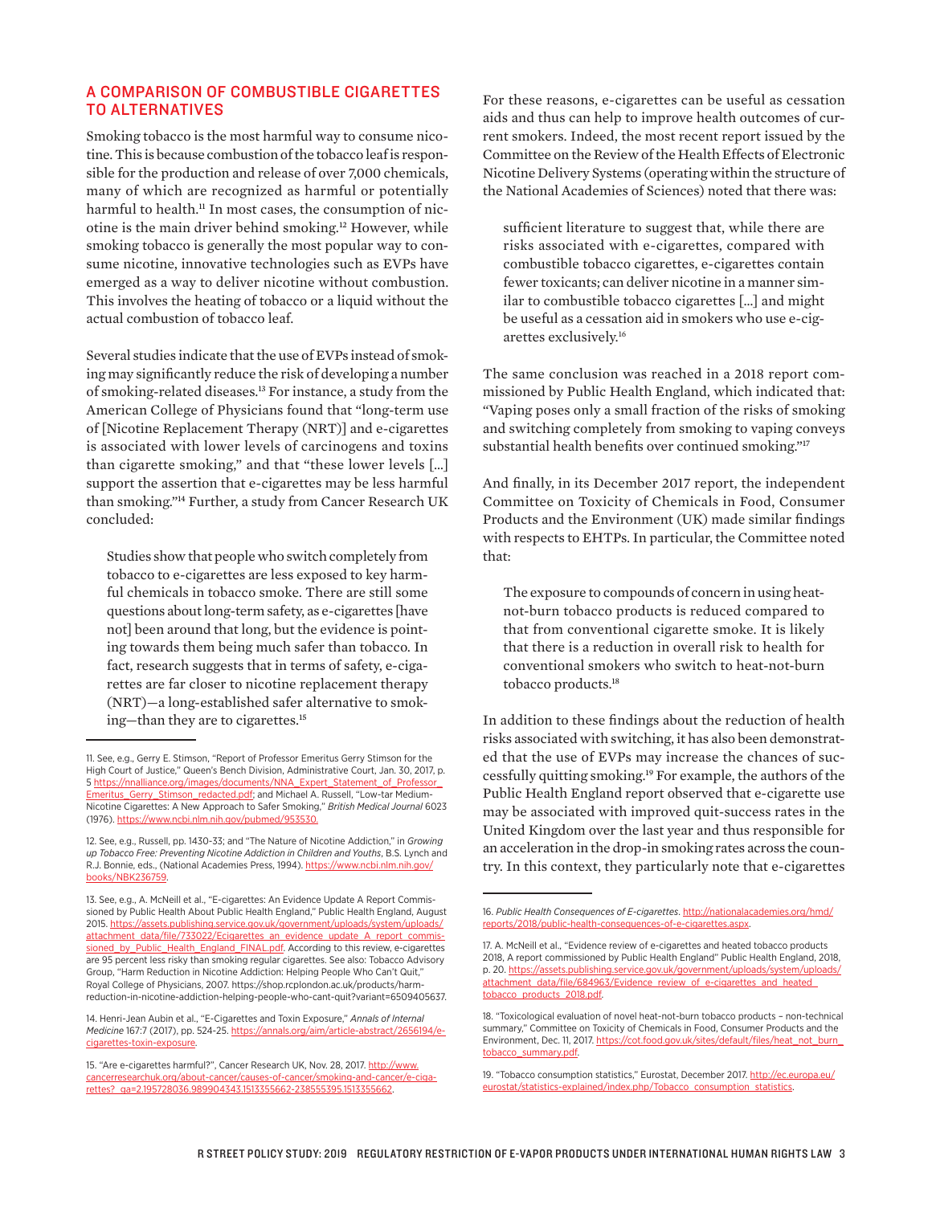## A COMPARISON OF COMBUSTIBLE CIGARETTES TO ALTERNATIVES

Smoking tobacco is the most harmful way to consume nicotine. This is because combustion of the tobacco leaf is responsible for the production and release of over 7,000 chemicals, many of which are recognized as harmful or potentially harmful to health.[11] In most cases, the consumption of nicotine is the main driver behind smoking.[12] However, while smoking tobacco is generally the most popular way to consume nicotine, innovative technologies such as EVPs have emerged as a way to deliver nicotine without combustion. This involves the heating of tobacco or a liquid without the actual combustion of tobacco leaf.

Several studies indicate that the use of EVPs instead of smoking may significantly reduce the risk of developing a number of smoking-related diseases.[13] For instance, a study from the American College of Physicians found that "long-term use of [Nicotine Replacement Therapy (NRT)] and e-cigarettes is associated with lower levels of carcinogens and toxins than cigarette smoking," and that "these lower levels [...] support the assertion that e-cigarettes may be less harmful than smoking."[14] Further, a study from Cancer Research UK concluded:

> Studies show that people who switch completely from tobacco to e-cigarettes are less exposed to key harmful chemicals in tobacco smoke. There are still some questions about long-term safety, as e-cigarettes [have not] been around that long, but the evidence is pointing towards them being much safer than tobacco. In fact, research suggests that in terms of safety, e-cigarettes are far closer to nicotine replacement therapy (NRT)—a long-established safer alternative to smoking—than they are to cigarettes.[15]

For these reasons, e-cigarettes can be useful as cessation aids and thus can help to improve health outcomes of current smokers. Indeed, the most recent report issued by the Committee on the Review of the Health Effects of Electronic Nicotine Delivery Systems (operating within the structure of the National Academies of Sciences) noted that there was:

> sufficient literature to suggest that, while there are risks associated with e-cigarettes, compared with combustible tobacco cigarettes, e-cigarettes contain fewer toxicants; can deliver nicotine in a manner similar to combustible tobacco cigarettes [...] and might be useful as a cessation aid in smokers who use e-cigarettes exclusively.[16]

The same conclusion was reached in a 2018 report commissioned by Public Health England, which indicated that: "Vaping poses only a small fraction of the risks of smoking and switching completely from smoking to vaping conveys substantial health benefits over continued smoking."[17]

And finally, in its December 2017 report, the independent Committee on Toxicity of Chemicals in Food, Consumer Products and the Environment (UK) made similar findings with respects to EHTPs. In particular, the Committee noted that:

> The exposure to compounds of concern in using heat-not-burn tobacco products is reduced compared to that from conventional cigarette smoke. It is likely that there is a reduction in overall risk to health for conventional smokers who switch to heat-not-burn tobacco products.[18]

In addition to these findings about the reduction of health risks associated with switching, it has also been demonstrated that the use of EVPs may increase the chances of successfully quitting smoking.[19] For example, the authors of the Public Health England report observed that e-cigarette use may be associated with improved quit-success rates in the United Kingdom over the last year and thus responsible for an acceleration in the drop-in smoking rates across the country. In this context, they particularly note that e-cigarettes

---

11. See, e.g., Gerry E. Stimson, "Report of Professor Emeritus Gerry Stimson for the High Court of Justice," Queen's Bench Division, Administrative Court, Jan. 30, 2017, p. 5 https://nnalliance.org/images/documents/NNA_Expert_Statement_of_Professor_Emeritus_Gerry_Stimson_redacted.pdf; and Michael A. Russell, "Low-tar Medium-Nicotine Cigarettes: A New Approach to Safer Smoking," *British Medical Journal* 6023 (1976). https://www.ncbi.nlm.nih.gov/pubmed/953530.

12. See, e.g., Russell, pp. 1430-33; and "The Nature of Nicotine Addiction," in *Growing up Tobacco Free: Preventing Nicotine Addiction in Children and Youths*, B.S. Lynch and R.J. Bonnie, eds., (National Academies Press, 1994). https://www.ncbi.nlm.nih.gov/books/NBK236759.

13. See, e.g., A. McNeill et al., "E-cigarettes: An Evidence Update A Report Commissioned by Public Health About Public Health England," Public Health England, August 2015. https://assets.publishing.service.gov.uk/government/uploads/system/uploads/attachment_data/file/733022/Ecigarettes_an_evidence_update_A_report_commissioned_by_Public_Health_England_FINAL.pdf. According to this review, e-cigarettes are 95 percent less risky than smoking regular cigarettes. See also: Tobacco Advisory Group, "Harm Reduction in Nicotine Addiction: Helping People Who Can't Quit," Royal College of Physicians, 2007. https://shop.rcplondon.ac.uk/products/harm-reduction-in-nicotine-addiction-helping-people-who-cant-quit?variant=6509405637.

14. Henri-Jean Aubin et al., "E-Cigarettes and Toxin Exposure," *Annals of Internal Medicine* 167:7 (2017), pp. 524-25. https://annals.org/aim/article-abstract/2656194/e-cigarettes-toxin-exposure.

15. "Are e-cigarettes harmful?", Cancer Research UK, Nov. 28, 2017. http://www.cancerresearchuk.org/about-cancer/causes-of-cancer/smoking-and-cancer/e-cigarettes?_ga=2.195728036.989904343.1513355662-238555395.1513355662.

16. *Public Health Consequences of E-cigarettes*. http://nationalacademies.org/hmd/reports/2018/public-health-consequences-of-e-cigarettes.aspx.

17. A. McNeill et al., "Evidence review of e-cigarettes and heated tobacco products 2018, A report commissioned by Public Health England" Public Health England, 2018, p. 20. https://assets.publishing.service.gov.uk/government/uploads/system/uploads/attachment_data/file/684963/Evidence_review_of_e-cigarettes_and_heated_tobacco_products_2018.pdf.

18. "Toxicological evaluation of novel heat-not-burn tobacco products – non-technical summary," Committee on Toxicity of Chemicals in Food, Consumer Products and the Environment, Dec. 11, 2017. https://cot.food.gov.uk/sites/default/files/heat_not_burn_tobacco_summary.pdf.

19. "Tobacco consumption statistics," Eurostat, December 2017. http://ec.europa.eu/eurostat/statistics-explained/index.php/Tobacco_consumption_statistics.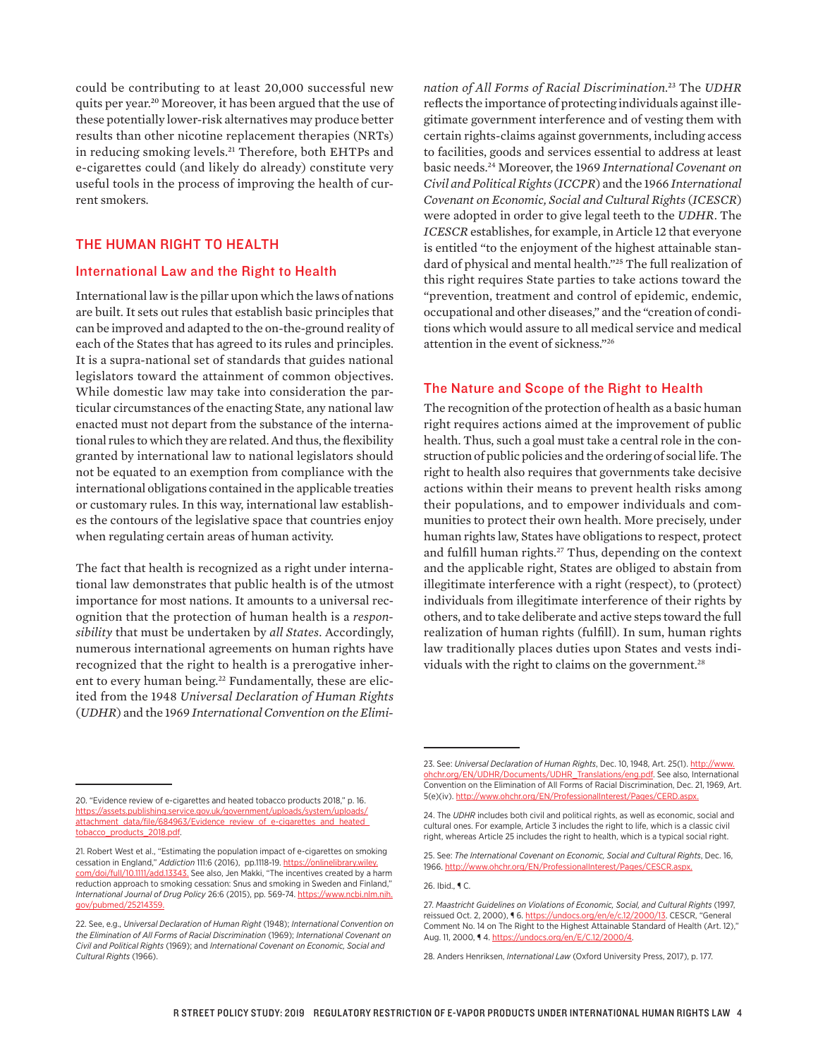could be contributing to at least 20,000 successful new quits per year.[20] Moreover, it has been argued that the use of these potentially lower-risk alternatives may produce better results than other nicotine replacement therapies (NRTs) in reducing smoking levels.[21] Therefore, both EHTPs and e-cigarettes could (and likely do already) constitute very useful tools in the process of improving the health of current smokers.

## THE HUMAN RIGHT TO HEALTH

### International Law and the Right to Health

International law is the pillar upon which the laws of nations are built. It sets out rules that establish basic principles that can be improved and adapted to the on-the-ground reality of each of the States that has agreed to its rules and principles. It is a supra-national set of standards that guides national legislators toward the attainment of common objectives. While domestic law may take into consideration the particular circumstances of the enacting State, any national law enacted must not depart from the substance of the international rules to which they are related. And thus, the flexibility granted by international law to national legislators should not be equated to an exemption from compliance with the international obligations contained in the applicable treaties or customary rules. In this way, international law establishes the contours of the legislative space that countries enjoy when regulating certain areas of human activity.

The fact that health is recognized as a right under international law demonstrates that public health is of the utmost importance for most nations. It amounts to a universal recognition that the protection of human health is a *responsibility* that must be undertaken by *all States*. Accordingly, numerous international agreements on human rights have recognized that the right to health is a prerogative inherent to every human being.[22] Fundamentally, these are elicited from the 1948 *Universal Declaration of Human Rights* (*UDHR*) and the 1969 *International Convention on the Elimination of All Forms of Racial Discrimination*.[23] The *UDHR* reflects the importance of protecting individuals against illegitimate government interference and of vesting them with certain rights-claims against governments, including access to facilities, goods and services essential to address at least basic needs.[24] Moreover, the 1969 *International Covenant on Civil and Political Rights* (*ICCPR*) and the 1966 *International Covenant on Economic, Social and Cultural Rights* (*ICESCR*) were adopted in order to give legal teeth to the *UDHR*. The *ICESCR* establishes, for example, in Article 12 that everyone is entitled "to the enjoyment of the highest attainable standard of physical and mental health."[25] The full realization of this right requires State parties to take actions toward the "prevention, treatment and control of epidemic, endemic, occupational and other diseases," and the "creation of conditions which would assure to all medical service and medical attention in the event of sickness."[26]

### The Nature and Scope of the Right to Health

The recognition of the protection of health as a basic human right requires actions aimed at the improvement of public health. Thus, such a goal must take a central role in the construction of public policies and the ordering of social life. The right to health also requires that governments take decisive actions within their means to prevent health risks among their populations, and to empower individuals and communities to protect their own health. More precisely, under human rights law, States have obligations to respect, protect and fulfill human rights.[27] Thus, depending on the context and the applicable right, States are obliged to abstain from illegitimate interference with a right (respect), to (protect) individuals from illegitimate interference of their rights by others, and to take deliberate and active steps toward the full realization of human rights (fulfill). In sum, human rights law traditionally places duties upon States and vests individuals with the right to claims on the government.[28]

---

20. "Evidence review of e-cigarettes and heated tobacco products 2018," p. 16. https://assets.publishing.service.gov.uk/government/uploads/system/uploads/attachment_data/file/684963/Evidence_review_of_e-cigarettes_and_heated_tobacco_products_2018.pdf.

21. Robert West et al., "Estimating the population impact of e-cigarettes on smoking cessation in England," *Addiction* 111:6 (2016), pp.1118-19. https://onlinelibrary.wiley.com/doi/full/10.1111/add.13343. See also, Jen Makki, "The incentives created by a harm reduction approach to smoking cessation: Snus and smoking in Sweden and Finland," *International Journal of Drug Policy* 26:6 (2015), pp. 569-74. https://www.ncbi.nlm.nih.gov/pubmed/25214359.

22. See, e.g., *Universal Declaration of Human Right* (1948); *International Convention on the Elimination of All Forms of Racial Discrimination* (1969); *International Covenant on Civil and Political Rights* (1969); and *International Covenant on Economic, Social and Cultural Rights* (1966).

23. See: *Universal Declaration of Human Rights*, Dec. 10, 1948, Art. 25(1). http://www.ohchr.org/EN/UDHR/Documents/UDHR_Translations/eng.pdf. See also, International Convention on the Elimination of All Forms of Racial Discrimination, Dec. 21, 1969, Art. 5(e)(iv). http://www.ohchr.org/EN/ProfessionalInterest/Pages/CERD.aspx.

24. The *UDHR* includes both civil and political rights, as well as economic, social and cultural ones. For example, Article 3 includes the right to life, which is a classic civil right, whereas Article 25 includes the right to health, which is a typical social right.

25. See: *The International Covenant on Economic, Social and Cultural Rights*, Dec. 16, 1966. http://www.ohchr.org/EN/ProfessionalInterest/Pages/CESCR.aspx.

26. Ibid., ¶ C.

27. *Maastricht Guidelines on Violations of Economic, Social, and Cultural Rights* (1997, reissued Oct. 2, 2000), ¶ 6. https://undocs.org/en/e/c.12/2000/13. CESCR, "General Comment No. 14 on The Right to the Highest Attainable Standard of Health (Art. 12)," Aug. 11, 2000, ¶ 4. https://undocs.org/en/E/C.12/2000/4.

28. Anders Henriksen, *International Law* (Oxford University Press, 2017), p. 177.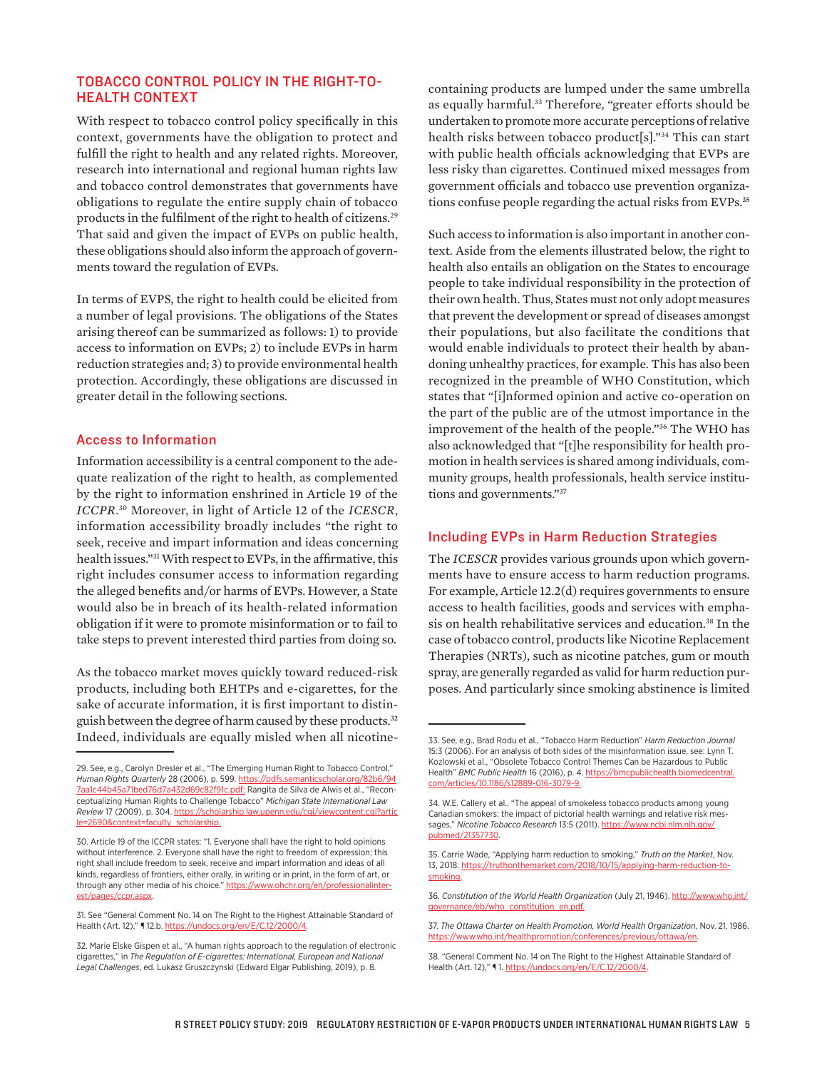## TOBACCO CONTROL POLICY IN THE RIGHT-TO-HEALTH CONTEXT

With respect to tobacco control policy specifically in this context, governments have the obligation to protect and fulfill the right to health and any related rights. Moreover, research into international and regional human rights law and tobacco control demonstrates that governments have obligations to regulate the entire supply chain of tobacco products in the fulfilment of the right to health of citizens.[29] That said and given the impact of EVPs on public health, these obligations should also inform the approach of governments toward the regulation of EVPs.

In terms of EVPS, the right to health could be elicited from a number of legal provisions. The obligations of the States arising thereof can be summarized as follows: 1) to provide access to information on EVPs; 2) to include EVPs in harm reduction strategies and; 3) to provide environmental health protection. Accordingly, these obligations are discussed in greater detail in the following sections.

### Access to Information

Information accessibility is a central component to the adequate realization of the right to health, as complemented by the right to information enshrined in Article 19 of the *ICCPR*.[30] Moreover, in light of Article 12 of the *ICESCR*, information accessibility broadly includes "the right to seek, receive and impart information and ideas concerning health issues."[31] With respect to EVPs, in the affirmative, this right includes consumer access to information regarding the alleged benefits and/or harms of EVPs. However, a State would also be in breach of its health-related information obligation if it were to promote misinformation or to fail to take steps to prevent interested third parties from doing so.

As the tobacco market moves quickly toward reduced-risk products, including both EHTPs and e-cigarettes, for the sake of accurate information, it is first important to distinguish between the degree of harm caused by these products.[32] Indeed, individuals are equally misled when all nicotine-containing products are lumped under the same umbrella as equally harmful.[33] Therefore, "greater efforts should be undertaken to promote more accurate perceptions of relative health risks between tobacco product[s]."[34] This can start with public health officials acknowledging that EVPs are less risky than cigarettes. Continued mixed messages from government officials and tobacco use prevention organizations confuse people regarding the actual risks from EVPs.[35]

Such access to information is also important in another context. Aside from the elements illustrated below, the right to health also entails an obligation on the States to encourage people to take individual responsibility in the protection of their own health. Thus, States must not only adopt measures that prevent the development or spread of diseases amongst their populations, but also facilitate the conditions that would enable individuals to protect their health by abandoning unhealthy practices, for example. This has also been recognized in the preamble of WHO Constitution, which states that "[i]nformed opinion and active co-operation on the part of the public are of the utmost importance in the improvement of the health of the people."[36] The WHO has also acknowledged that "[t]he responsibility for health promotion in health services is shared among individuals, community groups, health professionals, health service institutions and governments."[37]

### Including EVPs in Harm Reduction Strategies

The *ICESCR* provides various grounds upon which governments have to ensure access to harm reduction programs. For example, Article 12.2(d) requires governments to ensure access to health facilities, goods and services with emphasis on health rehabilitative services and education.[38] In the case of tobacco control, products like Nicotine Replacement Therapies (NRTs), such as nicotine patches, gum or mouth spray, are generally regarded as valid for harm reduction purposes. And particularly since smoking abstinence is limited

---

29. See, e.g., Carolyn Dresler et al., "The Emerging Human Right to Tobacco Control," *Human Rights Quarterly* 28 (2006), p. 599. https://pdfs.semanticscholar.org/82b6/947aa1c44b45a71bed76d7a432d69c82f91c.pdf; Rangita de Silva de Alwis et al., "Reconceptualizing Human Rights to Challenge Tobacco" *Michigan State International Law Review* 17 (2009), p. 304. https://scholarship.law.upenn.edu/cgi/viewcontent.cgi?article=2690&context=faculty_scholarship.

30. Article 19 of the ICCPR states: "1. Everyone shall have the right to hold opinions without interference. 2. Everyone shall have the right to freedom of expression; this right shall include freedom to seek, receive and impart information and ideas of all kinds, regardless of frontiers, either orally, in writing or in print, in the form of art, or through any other media of his choice." https://www.ohchr.org/en/professionalinterest/pages/ccpr.aspx.

31. See "General Comment No. 14 on The Right to the Highest Attainable Standard of Health (Art. 12)," ¶ 12.b. https://undocs.org/en/E/C.12/2000/4.

32. Marie Elske Gispen et al., "A human rights approach to the regulation of electronic cigarettes," in *The Regulation of E-cigarettes: International, European and National Legal Challenges*, ed. Lukasz Gruszczynski (Edward Elgar Publishing, 2019), p. 8.

33. See, e.g., Brad Rodu et al., "Tobacco Harm Reduction" *Harm Reduction Journal* 15:3 (2006). For an analysis of both sides of the misinformation issue, see: Lynn T. Kozlowski et al., "Obsolete Tobacco Control Themes Can be Hazardous to Public Health" *BMC Public Health* 16 (2016), p. 4. https://bmcpublichealth.biomedcentral.com/articles/10.1186/s12889-016-3079-9.

34. W.E. Callery et al., "The appeal of smokeless tobacco products among young Canadian smokers: the impact of pictorial health warnings and relative risk messages," *Nicotine Tobacco Research* 13:5 (2011). https://www.ncbi.nlm.nih.gov/pubmed/21357730.

35. Carrie Wade, "Applying harm reduction to smoking," *Truth on the Market*, Nov. 13, 2018. https://truthonthemarket.com/2018/10/15/applying-harm-reduction-to-smoking.

36. *Constitution of the World Health Organization* (July 21, 1946). http://www.who.int/governance/eb/who_constitution_en.pdf.

37. *The Ottawa Charter on Health Promotion, World Health Organization*, Nov. 21, 1986. https://www.who.int/healthpromotion/conferences/previous/ottawa/en.

38. "General Comment No. 14 on The Right to the Highest Attainable Standard of Health (Art. 12)," ¶ 1. https://undocs.org/en/E/C.12/2000/4.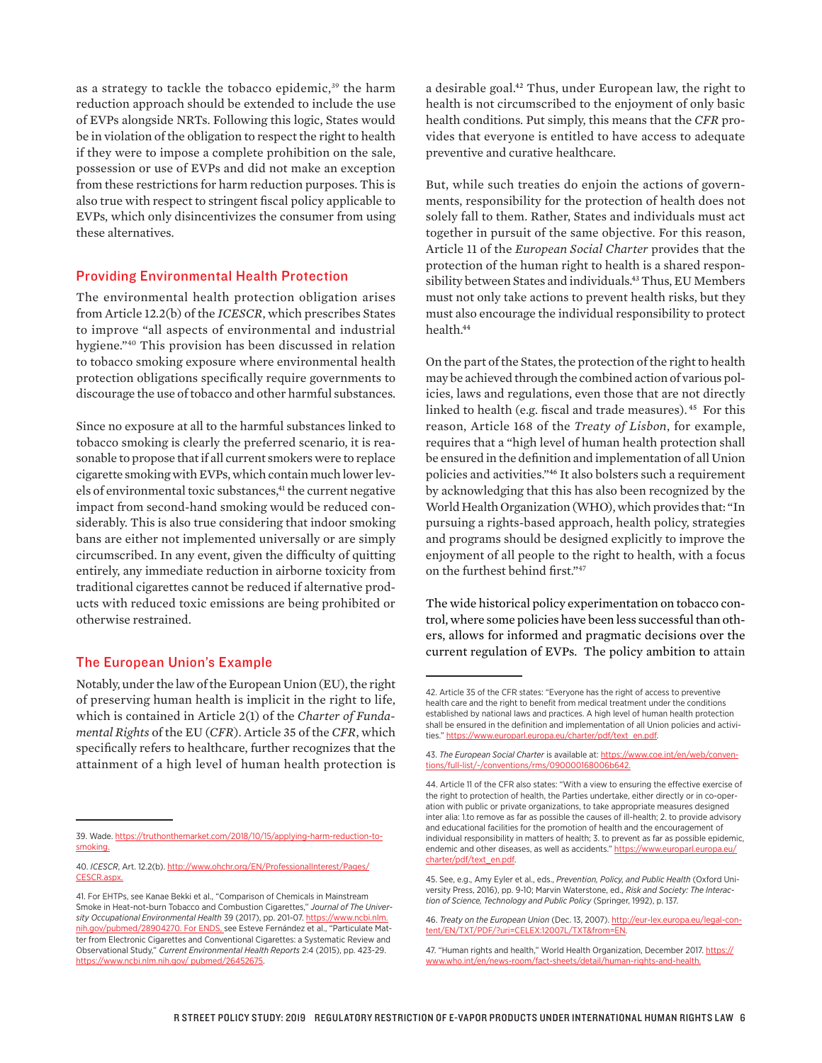as a strategy to tackle the tobacco epidemic,[39] the harm reduction approach should be extended to include the use of EVPs alongside NRTs. Following this logic, States would be in violation of the obligation to respect the right to health if they were to impose a complete prohibition on the sale, possession or use of EVPs and did not make an exception from these restrictions for harm reduction purposes. This is also true with respect to stringent fiscal policy applicable to EVPs, which only disincentivizes the consumer from using these alternatives.

## Providing Environmental Health Protection

The environmental health protection obligation arises from Article 12.2(b) of the *ICESCR*, which prescribes States to improve "all aspects of environmental and industrial hygiene."[40] This provision has been discussed in relation to tobacco smoking exposure where environmental health protection obligations specifically require governments to discourage the use of tobacco and other harmful substances.

Since no exposure at all to the harmful substances linked to tobacco smoking is clearly the preferred scenario, it is reasonable to propose that if all current smokers were to replace cigarette smoking with EVPs, which contain much lower levels of environmental toxic substances,[41] the current negative impact from second-hand smoking would be reduced considerably. This is also true considering that indoor smoking bans are either not implemented universally or are simply circumscribed. In any event, given the difficulty of quitting entirely, any immediate reduction in airborne toxicity from traditional cigarettes cannot be reduced if alternative products with reduced toxic emissions are being prohibited or otherwise restrained.

## The European Union's Example

Notably, under the law of the European Union (EU), the right of preserving human health is implicit in the right to life, which is contained in Article 2(1) of the *Charter of Fundamental Rights* of the EU (*CFR*). Article 35 of the *CFR*, which specifically refers to healthcare, further recognizes that the attainment of a high level of human health protection is a desirable goal.[42] Thus, under European law, the right to health is not circumscribed to the enjoyment of only basic health conditions. Put simply, this means that the *CFR* provides that everyone is entitled to have access to adequate preventive and curative healthcare.

But, while such treaties do enjoin the actions of governments, responsibility for the protection of health does not solely fall to them. Rather, States and individuals must act together in pursuit of the same objective. For this reason, Article 11 of the *European Social Charter* provides that the protection of the human right to health is a shared responsibility between States and individuals.[43] Thus, EU Members must not only take actions to prevent health risks, but they must also encourage the individual responsibility to protect health.[44]

On the part of the States, the protection of the right to health may be achieved through the combined action of various policies, laws and regulations, even those that are not directly linked to health (e.g. fiscal and trade measures).[45] For this reason, Article 168 of the *Treaty of Lisbon*, for example, requires that a "high level of human health protection shall be ensured in the definition and implementation of all Union policies and activities."[46] It also bolsters such a requirement by acknowledging that this has also been recognized by the World Health Organization (WHO), which provides that: "In pursuing a rights-based approach, health policy, strategies and programs should be designed explicitly to improve the enjoyment of all people to the right to health, with a focus on the furthest behind first."[47]

The wide historical policy experimentation on tobacco control, where some policies have been less successful than others, allows for informed and pragmatic decisions over the current regulation of EVPs. The policy ambition to attain

---

39. Wade. https://truthonthemarket.com/2018/10/15/applying-harm-reduction-to-smoking.

40. *ICESCR*, Art. 12.2(b). http://www.ohchr.org/EN/ProfessionalInterest/Pages/CESCR.aspx.

41. For EHTPs, see Kanae Bekki et al., "Comparison of Chemicals in Mainstream Smoke in Heat-not-burn Tobacco and Combustion Cigarettes," *Journal of The University Occupational Environmental Health* 39 (2017), pp. 201-07. https://www.ncbi.nlm.nih.gov/pubmed/28904270. For ENDS, see Esteve Fernández et al., "Particulate Matter from Electronic Cigarettes and Conventional Cigarettes: a Systematic Review and Observational Study," *Current Environmental Health Reports* 2:4 (2015), pp. 423-29. https://www.ncbi.nlm.nih.gov/ pubmed/26452675.

42. Article 35 of the CFR states: "Everyone has the right of access to preventive health care and the right to benefit from medical treatment under the conditions established by national laws and practices. A high level of human health protection shall be ensured in the definition and implementation of all Union policies and activities." https://www.europarl.europa.eu/charter/pdf/text_en.pdf.

43. *The European Social Charter* is available at: https://www.coe.int/en/web/conventions/full-list/-/conventions/rms/090000168006b642.

44. Article 11 of the CFR also states: "With a view to ensuring the effective exercise of the right to protection of health, the Parties undertake, either directly or in co-operation with public or private organizations, to take appropriate measures designed inter alia: 1.to remove as far as possible the causes of ill-health; 2. to provide advisory and educational facilities for the promotion of health and the encouragement of individual responsibility in matters of health; 3. to prevent as far as possible epidemic, endemic and other diseases, as well as accidents." https://www.europarl.europa.eu/charter/pdf/text_en.pdf.

45. See, e.g., Amy Eyler et al., eds., *Prevention, Policy, and Public Health* (Oxford University Press, 2016), pp. 9-10; Marvin Waterstone, ed., *Risk and Society: The Interaction of Science, Technology and Public Policy* (Springer, 1992), p. 137.

46. *Treaty on the European Union* (Dec. 13, 2007). http://eur-lex.europa.eu/legal-content/EN/TXT/PDF/?uri=CELEX:12007L/TXT&from=EN.

47. "Human rights and health," World Health Organization, December 2017. https://www.who.int/en/news-room/fact-sheets/detail/human-rights-and-health.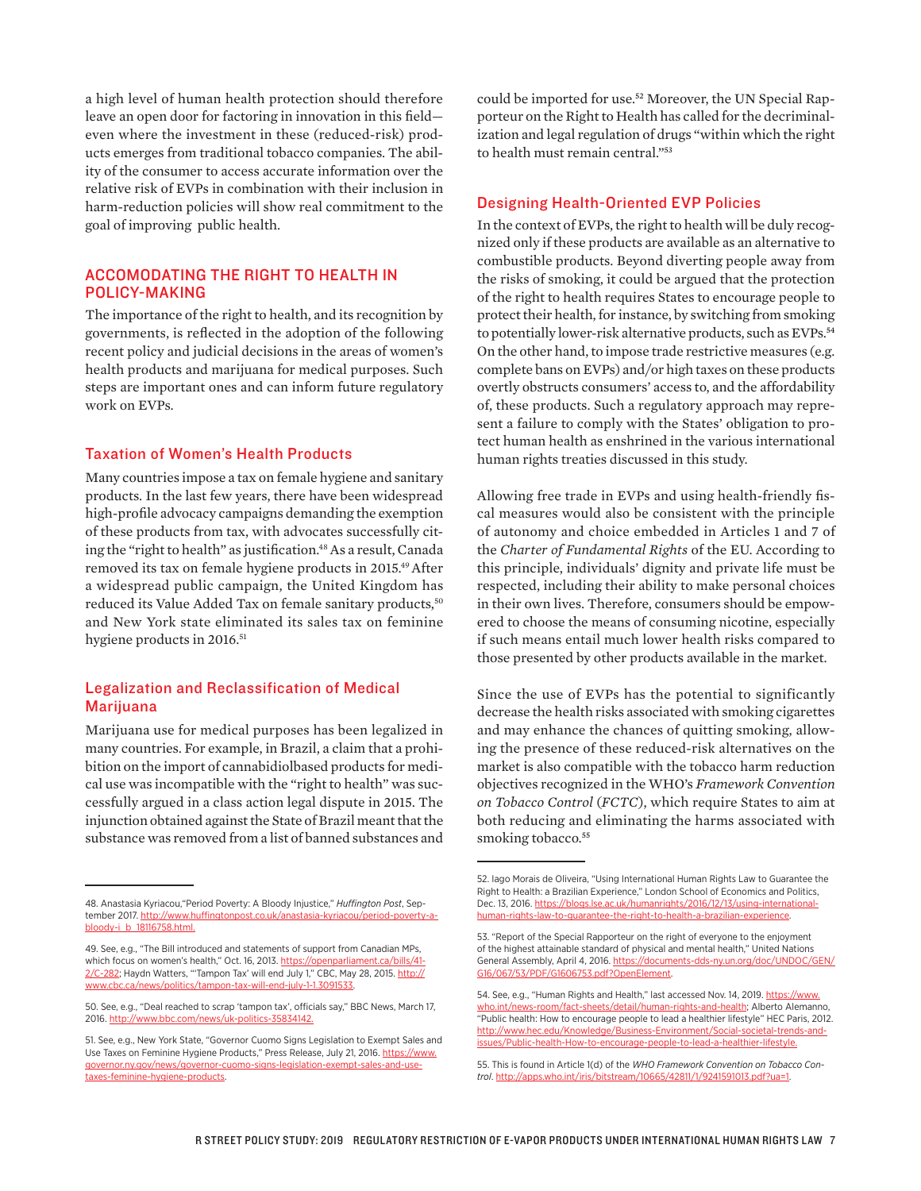a high level of human health protection should therefore leave an open door for factoring in innovation in this field—even where the investment in these (reduced-risk) products emerges from traditional tobacco companies. The ability of the consumer to access accurate information over the relative risk of EVPs in combination with their inclusion in harm-reduction policies will show real commitment to the goal of improving public health.

## ACCOMODATING THE RIGHT TO HEALTH IN POLICY-MAKING

The importance of the right to health, and its recognition by governments, is reflected in the adoption of the following recent policy and judicial decisions in the areas of women's health products and marijuana for medical purposes. Such steps are important ones and can inform future regulatory work on EVPs.

### Taxation of Women's Health Products

Many countries impose a tax on female hygiene and sanitary products. In the last few years, there have been widespread high-profile advocacy campaigns demanding the exemption of these products from tax, with advocates successfully citing the "right to health" as justification.[48] As a result, Canada removed its tax on female hygiene products in 2015.[49] After a widespread public campaign, the United Kingdom has reduced its Value Added Tax on female sanitary products,[50] and New York state eliminated its sales tax on feminine hygiene products in 2016.[51]

### Legalization and Reclassification of Medical Marijuana

Marijuana use for medical purposes has been legalized in many countries. For example, in Brazil, a claim that a prohibition on the import of cannabidiolbased products for medical use was incompatible with the "right to health" was successfully argued in a class action legal dispute in 2015. The injunction obtained against the State of Brazil meant that the substance was removed from a list of banned substances and could be imported for use.[52] Moreover, the UN Special Rapporteur on the Right to Health has called for the decriminalization and legal regulation of drugs "within which the right to health must remain central."[53]

### Designing Health-Oriented EVP Policies

In the context of EVPs, the right to health will be duly recognized only if these products are available as an alternative to combustible products. Beyond diverting people away from the risks of smoking, it could be argued that the protection of the right to health requires States to encourage people to protect their health, for instance, by switching from smoking to potentially lower-risk alternative products, such as EVPs.[54] On the other hand, to impose trade restrictive measures (e.g. complete bans on EVPs) and/or high taxes on these products overtly obstructs consumers' access to, and the affordability of, these products. Such a regulatory approach may represent a failure to comply with the States' obligation to protect human health as enshrined in the various international human rights treaties discussed in this study.

Allowing free trade in EVPs and using health-friendly fiscal measures would also be consistent with the principle of autonomy and choice embedded in Articles 1 and 7 of the *Charter of Fundamental Rights* of the EU. According to this principle, individuals' dignity and private life must be respected, including their ability to make personal choices in their own lives. Therefore, consumers should be empowered to choose the means of consuming nicotine, especially if such means entail much lower health risks compared to those presented by other products available in the market.

Since the use of EVPs has the potential to significantly decrease the health risks associated with smoking cigarettes and may enhance the chances of quitting smoking, allowing the presence of these reduced-risk alternatives on the market is also compatible with the tobacco harm reduction objectives recognized in the WHO's *Framework Convention on Tobacco Control* (*FCTC*), which require States to aim at both reducing and eliminating the harms associated with smoking tobacco.[55]

---

48. Anastasia Kyriacou,"Period Poverty: A Bloody Injustice," *Huffington Post*, September 2017. http://www.huffingtonpost.co.uk/anastasia-kyriacou/period-poverty-a-bloody-i_b_18116758.html.

49. See, e.g., "The Bill introduced and statements of support from Canadian MPs, which focus on women's health," Oct. 16, 2013. https://openparliament.ca/bills/41-2/C-282; Haydn Watters, "'Tampon Tax' will end July 1," CBC, May 28, 2015. http://www.cbc.ca/news/politics/tampon-tax-will-end-july-1-1.3091533.

50. See, e.g., "Deal reached to scrap 'tampon tax', officials say," BBC News, March 17, 2016. http://www.bbc.com/news/uk-politics-35834142.

51. See, e.g., New York State, "Governor Cuomo Signs Legislation to Exempt Sales and Use Taxes on Feminine Hygiene Products," Press Release, July 21, 2016. https://www.governor.ny.gov/news/governor-cuomo-signs-legislation-exempt-sales-and-use-taxes-feminine-hygiene-products.

52. Iago Morais de Oliveira, "Using International Human Rights Law to Guarantee the Right to Health: a Brazilian Experience," London School of Economics and Politics, Dec. 13, 2016. https://blogs.lse.ac.uk/humanrights/2016/12/13/using-international-human-rights-law-to-guarantee-the-right-to-health-a-brazilian-experience.

53. "Report of the Special Rapporteur on the right of everyone to the enjoyment of the highest attainable standard of physical and mental health," United Nations General Assembly, April 4, 2016. https://documents-dds-ny.un.org/doc/UNDOC/GEN/G16/067/53/PDF/G1606753.pdf?OpenElement.

54. See, e.g., "Human Rights and Health," last accessed Nov. 14, 2019. https://www.who.int/news-room/fact-sheets/detail/human-rights-and-health; Alberto Alemanno, "Public health: How to encourage people to lead a healthier lifestyle" HEC Paris, 2012. http://www.hec.edu/Knowledge/Business-Environment/Social-societal-trends-and-issues/Public-health-How-to-encourage-people-to-lead-a-healthier-lifestyle.

55. This is found in Article 1(d) of the *WHO Framework Convention on Tobacco Control*. http://apps.who.int/iris/bitstream/10665/42811/1/9241591013.pdf?ua=1.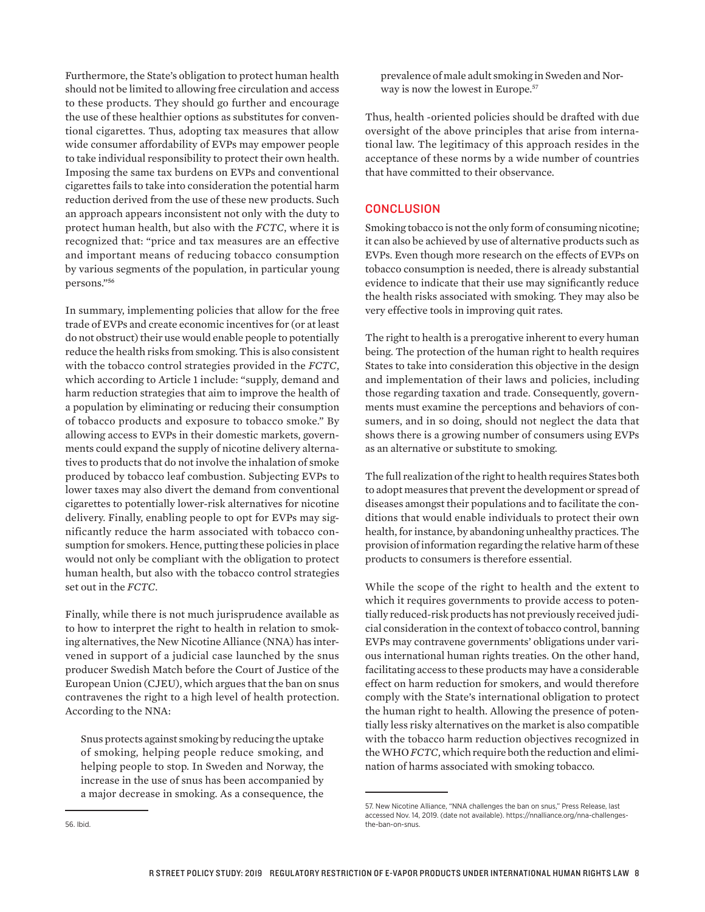Furthermore, the State's obligation to protect human health should not be limited to allowing free circulation and access to these products. They should go further and encourage the use of these healthier options as substitutes for conventional cigarettes. Thus, adopting tax measures that allow wide consumer affordability of EVPs may empower people to take individual responsibility to protect their own health. Imposing the same tax burdens on EVPs and conventional cigarettes fails to take into consideration the potential harm reduction derived from the use of these new products. Such an approach appears inconsistent not only with the duty to protect human health, but also with the *FCTC*, where it is recognized that: "price and tax measures are an effective and important means of reducing tobacco consumption by various segments of the population, in particular young persons."[56]

In summary, implementing policies that allow for the free trade of EVPs and create economic incentives for (or at least do not obstruct) their use would enable people to potentially reduce the health risks from smoking. This is also consistent with the tobacco control strategies provided in the *FCTC*, which according to Article 1 include: "supply, demand and harm reduction strategies that aim to improve the health of a population by eliminating or reducing their consumption of tobacco products and exposure to tobacco smoke." By allowing access to EVPs in their domestic markets, governments could expand the supply of nicotine delivery alternatives to products that do not involve the inhalation of smoke produced by tobacco leaf combustion. Subjecting EVPs to lower taxes may also divert the demand from conventional cigarettes to potentially lower-risk alternatives for nicotine delivery. Finally, enabling people to opt for EVPs may significantly reduce the harm associated with tobacco consumption for smokers. Hence, putting these policies in place would not only be compliant with the obligation to protect human health, but also with the tobacco control strategies set out in the *FCTC*.

Finally, while there is not much jurisprudence available as to how to interpret the right to health in relation to smoking alternatives, the New Nicotine Alliance (NNA) has intervened in support of a judicial case launched by the snus producer Swedish Match before the Court of Justice of the European Union (CJEU), which argues that the ban on snus contravenes the right to a high level of health protection. According to the NNA:

> Snus protects against smoking by reducing the uptake of smoking, helping people reduce smoking, and helping people to stop. In Sweden and Norway, the increase in the use of snus has been accompanied by a major decrease in smoking. As a consequence, the prevalence of male adult smoking in Sweden and Norway is now the lowest in Europe.[57]

Thus, health -oriented policies should be drafted with due oversight of the above principles that arise from international law. The legitimacy of this approach resides in the acceptance of these norms by a wide number of countries that have committed to their observance.

## CONCLUSION

Smoking tobacco is not the only form of consuming nicotine; it can also be achieved by use of alternative products such as EVPs. Even though more research on the effects of EVPs on tobacco consumption is needed, there is already substantial evidence to indicate that their use may significantly reduce the health risks associated with smoking. They may also be very effective tools in improving quit rates.

The right to health is a prerogative inherent to every human being. The protection of the human right to health requires States to take into consideration this objective in the design and implementation of their laws and policies, including those regarding taxation and trade. Consequently, governments must examine the perceptions and behaviors of consumers, and in so doing, should not neglect the data that shows there is a growing number of consumers using EVPs as an alternative or substitute to smoking.

The full realization of the right to health requires States both to adopt measures that prevent the development or spread of diseases amongst their populations and to facilitate the conditions that would enable individuals to protect their own health, for instance, by abandoning unhealthy practices. The provision of information regarding the relative harm of these products to consumers is therefore essential.

While the scope of the right to health and the extent to which it requires governments to provide access to potentially reduced-risk products has not previously received judicial consideration in the context of tobacco control, banning EVPs may contravene governments' obligations under various international human rights treaties. On the other hand, facilitating access to these products may have a considerable effect on harm reduction for smokers, and would therefore comply with the State's international obligation to protect the human right to health. Allowing the presence of potentially less risky alternatives on the market is also compatible with the tobacco harm reduction objectives recognized in the WHO *FCTC*, which require both the reduction and elimination of harms associated with smoking tobacco.

---

56. Ibid.

57. New Nicotine Alliance, "NNA challenges the ban on snus," Press Release, last accessed Nov. 14, 2019. (date not available). https://nnalliance.org/nna-challenges-the-ban-on-snus.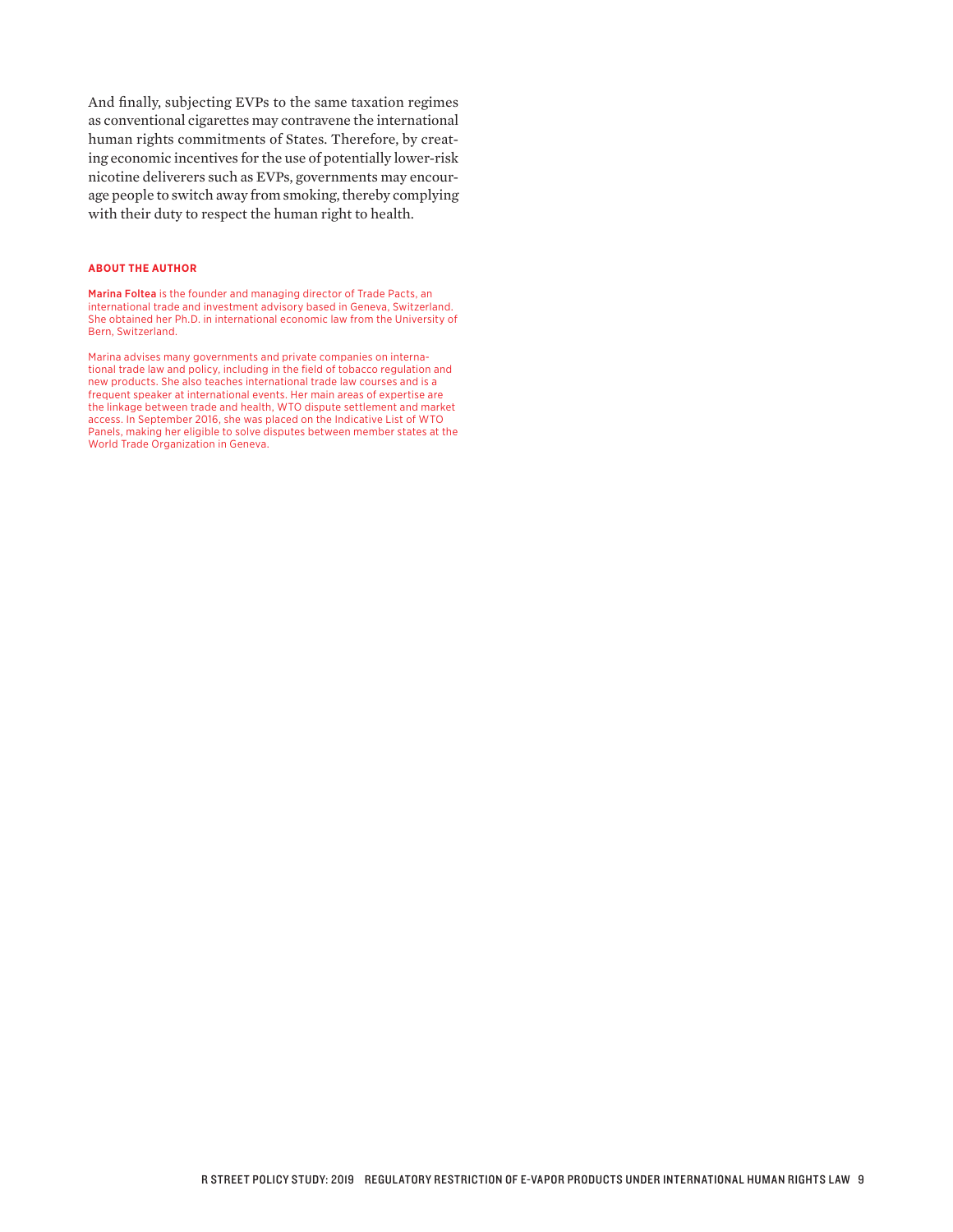And finally, subjecting EVPs to the same taxation regimes as conventional cigarettes may contravene the international human rights commitments of States. Therefore, by creating economic incentives for the use of potentially lower-risk nicotine deliverers such as EVPs, governments may encourage people to switch away from smoking, thereby complying with their duty to respect the human right to health.

## ABOUT THE AUTHOR

**Marina Foltea** is the founder and managing director of Trade Pacts, an international trade and investment advisory based in Geneva, Switzerland. She obtained her Ph.D. in international economic law from the University of Bern, Switzerland.

Marina advises many governments and private companies on international trade law and policy, including in the field of tobacco regulation and new products. She also teaches international trade law courses and is a frequent speaker at international events. Her main areas of expertise are the linkage between trade and health, WTO dispute settlement and market access. In September 2016, she was placed on the Indicative List of WTO Panels, making her eligible to solve disputes between member states at the World Trade Organization in Geneva.